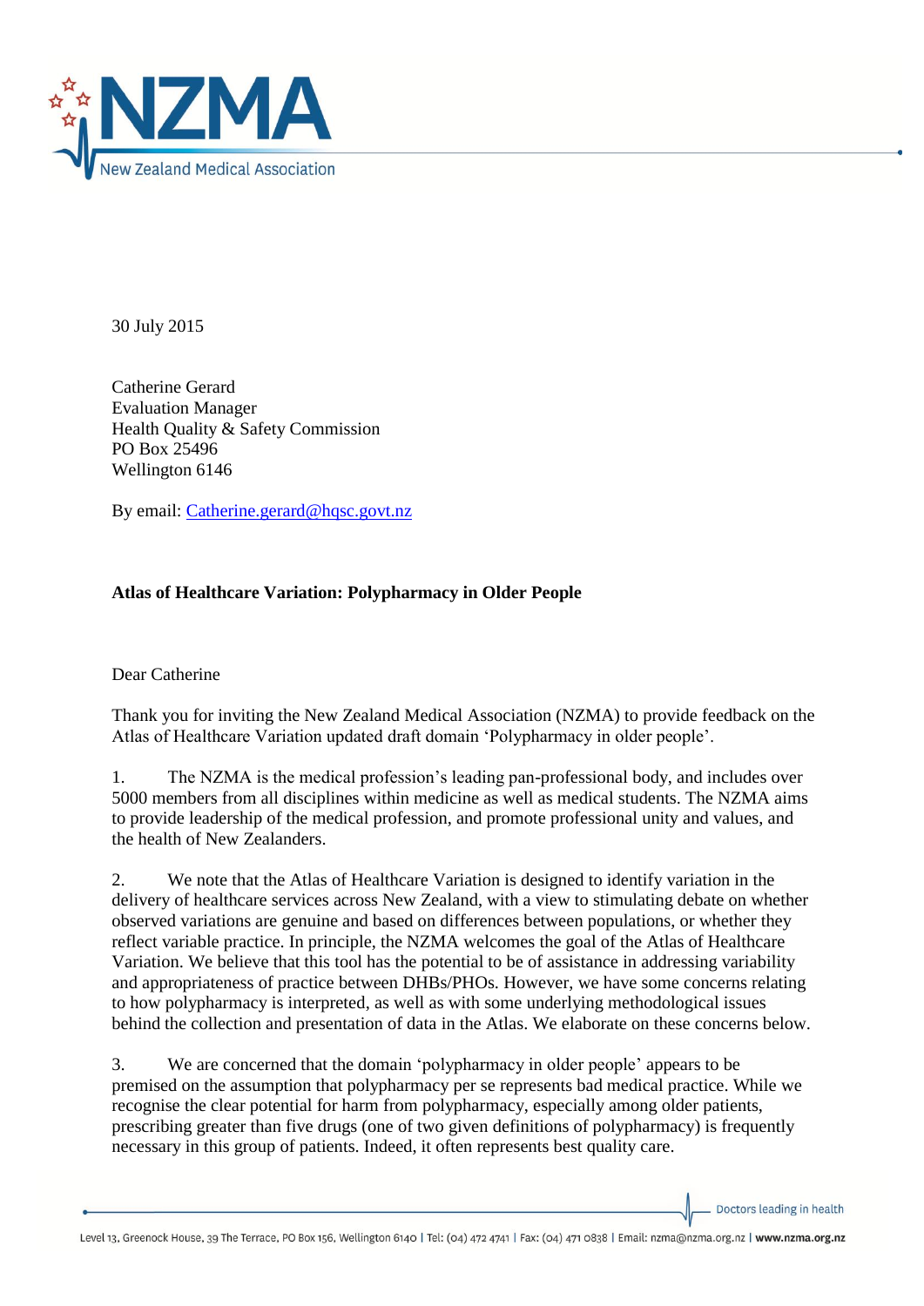30 July 2015

Catherine Gerard
Evaluation Manager
Health Quality & Safety Commission
PO Box 25496
Wellington 6146

By email: Catherine.gerard@hqsc.govt.nz

**Atlas of Healthcare Variation: Polypharmacy in Older People**

Dear Catherine

Thank you for inviting the New Zealand Medical Association (NZMA) to provide feedback on the Atlas of Healthcare Variation updated draft domain 'Polypharmacy in older people'.

1. The NZMA is the medical profession's leading pan-professional body, and includes over 5000 members from all disciplines within medicine as well as medical students. The NZMA aims to provide leadership of the medical profession, and promote professional unity and values, and the health of New Zealanders.

2. We note that the Atlas of Healthcare Variation is designed to identify variation in the delivery of healthcare services across New Zealand, with a view to stimulating debate on whether observed variations are genuine and based on differences between populations, or whether they reflect variable practice. In principle, the NZMA welcomes the goal of the Atlas of Healthcare Variation. We believe that this tool has the potential to be of assistance in addressing variability and appropriateness of practice between DHBs/PHOs. However, we have some concerns relating to how polypharmacy is interpreted, as well as with some underlying methodological issues behind the collection and presentation of data in the Atlas. We elaborate on these concerns below.

3. We are concerned that the domain 'polypharmacy in older people' appears to be premised on the assumption that polypharmacy per se represents bad medical practice. While we recognise the clear potential for harm from polypharmacy, especially among older patients, prescribing greater than five drugs (one of two given definitions of polypharmacy) is frequently necessary in this group of patients. Indeed, it often represents best quality care.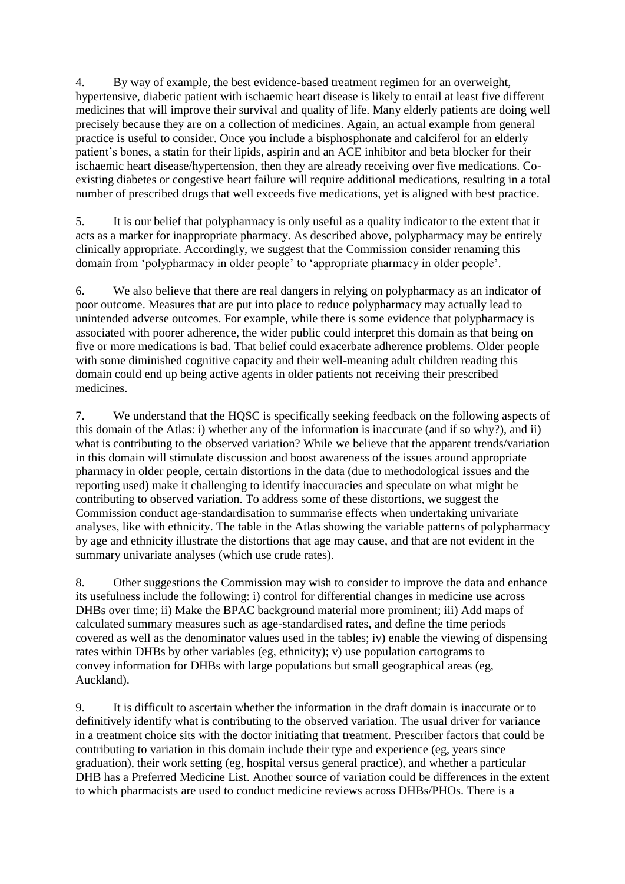4. By way of example, the best evidence-based treatment regimen for an overweight, hypertensive, diabetic patient with ischaemic heart disease is likely to entail at least five different medicines that will improve their survival and quality of life. Many elderly patients are doing well precisely because they are on a collection of medicines. Again, an actual example from general practice is useful to consider. Once you include a bisphosphonate and calciferol for an elderly patient's bones, a statin for their lipids, aspirin and an ACE inhibitor and beta blocker for their ischaemic heart disease/hypertension, then they are already receiving over five medications. Co-existing diabetes or congestive heart failure will require additional medications, resulting in a total number of prescribed drugs that well exceeds five medications, yet is aligned with best practice.

5. It is our belief that polypharmacy is only useful as a quality indicator to the extent that it acts as a marker for inappropriate pharmacy. As described above, polypharmacy may be entirely clinically appropriate. Accordingly, we suggest that the Commission consider renaming this domain from 'polypharmacy in older people' to 'appropriate pharmacy in older people'.

6. We also believe that there are real dangers in relying on polypharmacy as an indicator of poor outcome. Measures that are put into place to reduce polypharmacy may actually lead to unintended adverse outcomes. For example, while there is some evidence that polypharmacy is associated with poorer adherence, the wider public could interpret this domain as that being on five or more medications is bad. That belief could exacerbate adherence problems. Older people with some diminished cognitive capacity and their well-meaning adult children reading this domain could end up being active agents in older patients not receiving their prescribed medicines.

7. We understand that the HQSC is specifically seeking feedback on the following aspects of this domain of the Atlas: i) whether any of the information is inaccurate (and if so why?), and ii) what is contributing to the observed variation? While we believe that the apparent trends/variation in this domain will stimulate discussion and boost awareness of the issues around appropriate pharmacy in older people, certain distortions in the data (due to methodological issues and the reporting used) make it challenging to identify inaccuracies and speculate on what might be contributing to observed variation. To address some of these distortions, we suggest the Commission conduct age-standardisation to summarise effects when undertaking univariate analyses, like with ethnicity. The table in the Atlas showing the variable patterns of polypharmacy by age and ethnicity illustrate the distortions that age may cause, and that are not evident in the summary univariate analyses (which use crude rates).

8. Other suggestions the Commission may wish to consider to improve the data and enhance its usefulness include the following: i) control for differential changes in medicine use across DHBs over time; ii) Make the BPAC background material more prominent; iii) Add maps of calculated summary measures such as age-standardised rates, and define the time periods covered as well as the denominator values used in the tables; iv) enable the viewing of dispensing rates within DHBs by other variables (eg, ethnicity); v) use population cartograms to convey information for DHBs with large populations but small geographical areas (eg, Auckland).

9. It is difficult to ascertain whether the information in the draft domain is inaccurate or to definitively identify what is contributing to the observed variation. The usual driver for variance in a treatment choice sits with the doctor initiating that treatment. Prescriber factors that could be contributing to variation in this domain include their type and experience (eg, years since graduation), their work setting (eg, hospital versus general practice), and whether a particular DHB has a Preferred Medicine List. Another source of variation could be differences in the extent to which pharmacists are used to conduct medicine reviews across DHBs/PHOs. There is a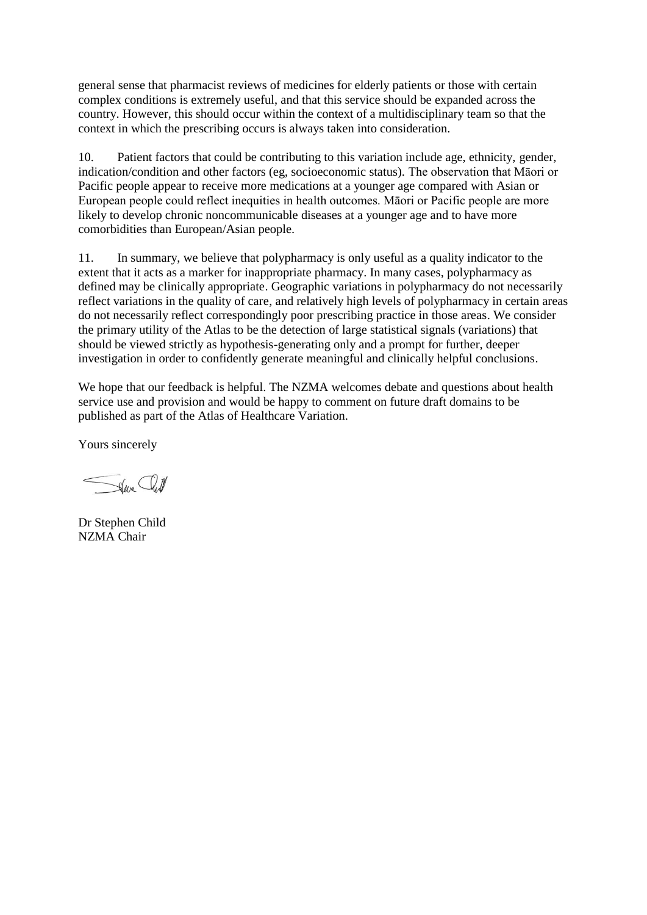general sense that pharmacist reviews of medicines for elderly patients or those with certain complex conditions is extremely useful, and that this service should be expanded across the country. However, this should occur within the context of a multidisciplinary team so that the context in which the prescribing occurs is always taken into consideration.

10. Patient factors that could be contributing to this variation include age, ethnicity, gender, indication/condition and other factors (eg, socioeconomic status). The observation that Māori or Pacific people appear to receive more medications at a younger age compared with Asian or European people could reflect inequities in health outcomes. Māori or Pacific people are more likely to develop chronic noncommunicable diseases at a younger age and to have more comorbidities than European/Asian people.

11. In summary, we believe that polypharmacy is only useful as a quality indicator to the extent that it acts as a marker for inappropriate pharmacy. In many cases, polypharmacy as defined may be clinically appropriate. Geographic variations in polypharmacy do not necessarily reflect variations in the quality of care, and relatively high levels of polypharmacy in certain areas do not necessarily reflect correspondingly poor prescribing practice in those areas. We consider the primary utility of the Atlas to be the detection of large statistical signals (variations) that should be viewed strictly as hypothesis-generating only and a prompt for further, deeper investigation in order to confidently generate meaningful and clinically helpful conclusions.

We hope that our feedback is helpful. The NZMA welcomes debate and questions about health service use and provision and would be happy to comment on future draft domains to be published as part of the Atlas of Healthcare Variation.

Yours sincerely

Dr Stephen Child
NZMA Chair